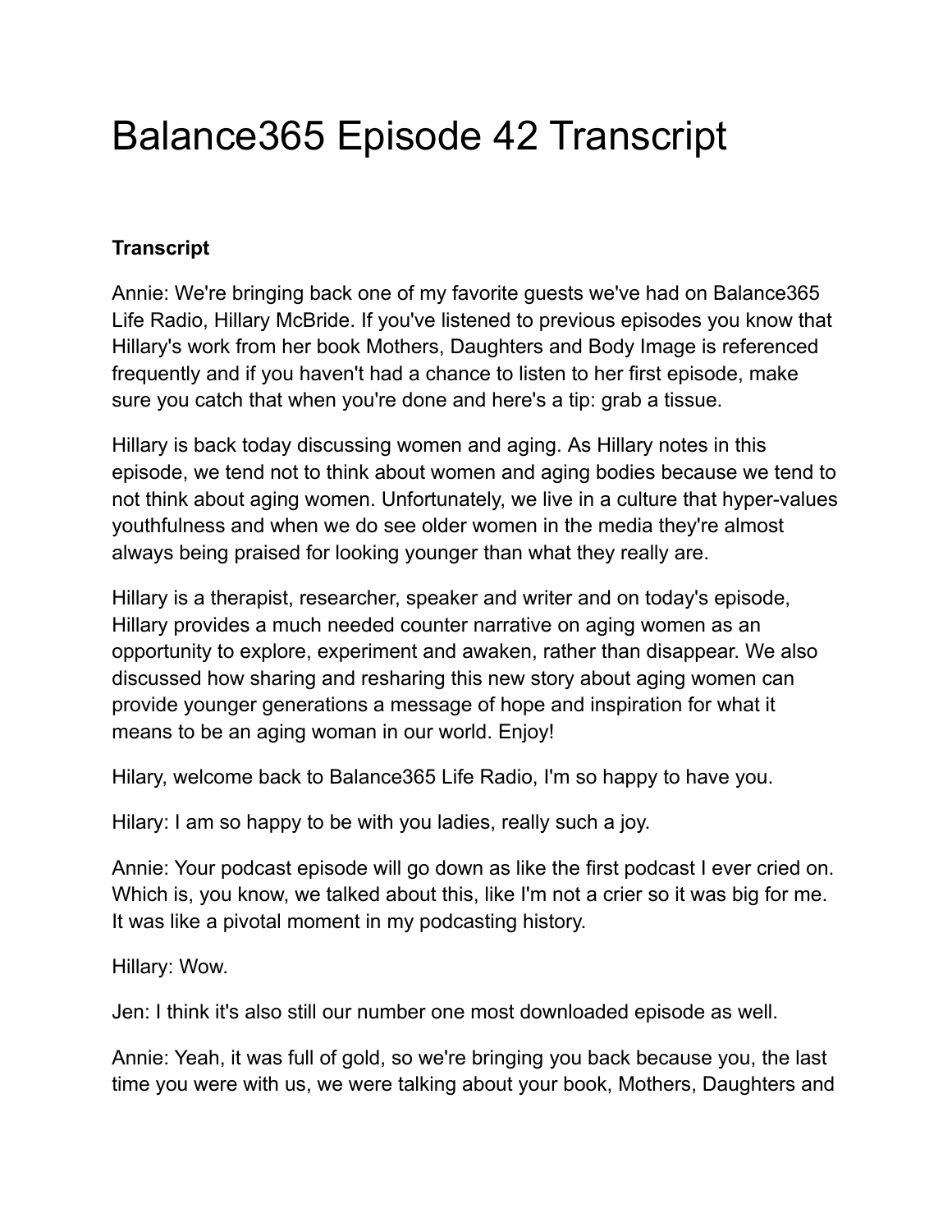# Balance365 Episode 42 Transcript

**Transcript**

Annie: We're bringing back one of my favorite guests we've had on Balance365 Life Radio, Hillary McBride. If you've listened to previous episodes you know that Hillary's work from her book Mothers, Daughters and Body Image is referenced frequently and if you haven't had a chance to listen to her first episode, make sure you catch that when you're done and here's a tip: grab a tissue.

Hillary is back today discussing women and aging. As Hillary notes in this episode, we tend not to think about women and aging bodies because we tend to not think about aging women. Unfortunately, we live in a culture that hyper-values youthfulness and when we do see older women in the media they're almost always being praised for looking younger than what they really are.

Hillary is a therapist, researcher, speaker and writer and on today's episode, Hillary provides a much needed counter narrative on aging women as an opportunity to explore, experiment and awaken, rather than disappear. We also discussed how sharing and resharing this new story about aging women can provide younger generations a message of hope and inspiration for what it means to be an aging woman in our world. Enjoy!

Hilary, welcome back to Balance365 Life Radio, I'm so happy to have you.

Hilary: I am so happy to be with you ladies, really such a joy.

Annie: Your podcast episode will go down as like the first podcast I ever cried on. Which is, you know, we talked about this, like I'm not a crier so it was big for me. It was like a pivotal moment in my podcasting history.

Hillary: Wow.

Jen: I think it's also still our number one most downloaded episode as well.

Annie: Yeah, it was full of gold, so we're bringing you back because you, the last time you were with us, we were talking about your book, Mothers, Daughters and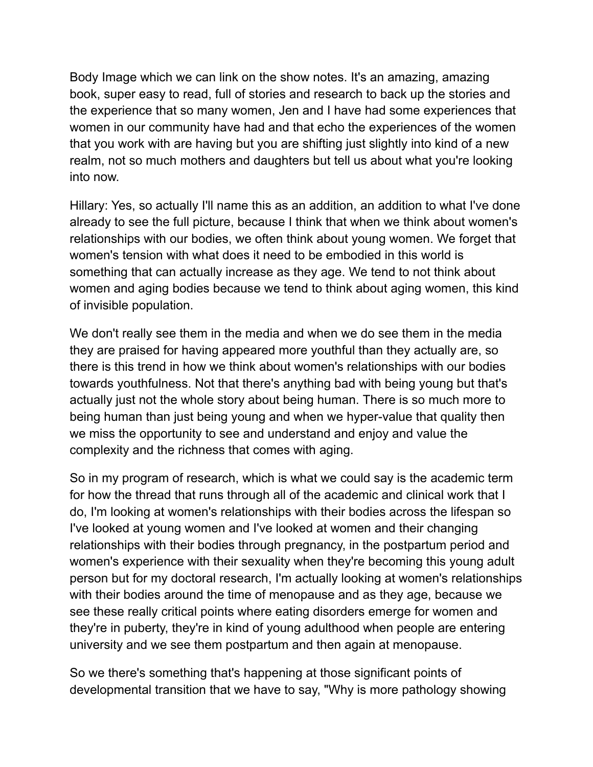Body Image which we can link on the show notes. It's an amazing, amazing book, super easy to read, full of stories and research to back up the stories and the experience that so many women, Jen and I have had some experiences that women in our community have had and that echo the experiences of the women that you work with are having but you are shifting just slightly into kind of a new realm, not so much mothers and daughters but tell us about what you're looking into now.

Hillary: Yes, so actually I'll name this as an addition, an addition to what I've done already to see the full picture, because I think that when we think about women's relationships with our bodies, we often think about young women. We forget that women's tension with what does it need to be embodied in this world is something that can actually increase as they age. We tend to not think about women and aging bodies because we tend to think about aging women, this kind of invisible population.

We don't really see them in the media and when we do see them in the media they are praised for having appeared more youthful than they actually are, so there is this trend in how we think about women's relationships with our bodies towards youthfulness. Not that there's anything bad with being young but that's actually just not the whole story about being human. There is so much more to being human than just being young and when we hyper-value that quality then we miss the opportunity to see and understand and enjoy and value the complexity and the richness that comes with aging.

So in my program of research, which is what we could say is the academic term for how the thread that runs through all of the academic and clinical work that I do, I'm looking at women's relationships with their bodies across the lifespan so I've looked at young women and I've looked at women and their changing relationships with their bodies through pregnancy, in the postpartum period and women's experience with their sexuality when they're becoming this young adult person but for my doctoral research, I'm actually looking at women's relationships with their bodies around the time of menopause and as they age, because we see these really critical points where eating disorders emerge for women and they're in puberty, they're in kind of young adulthood when people are entering university and we see them postpartum and then again at menopause.

So we there's something that's happening at those significant points of developmental transition that we have to say, "Why is more pathology showing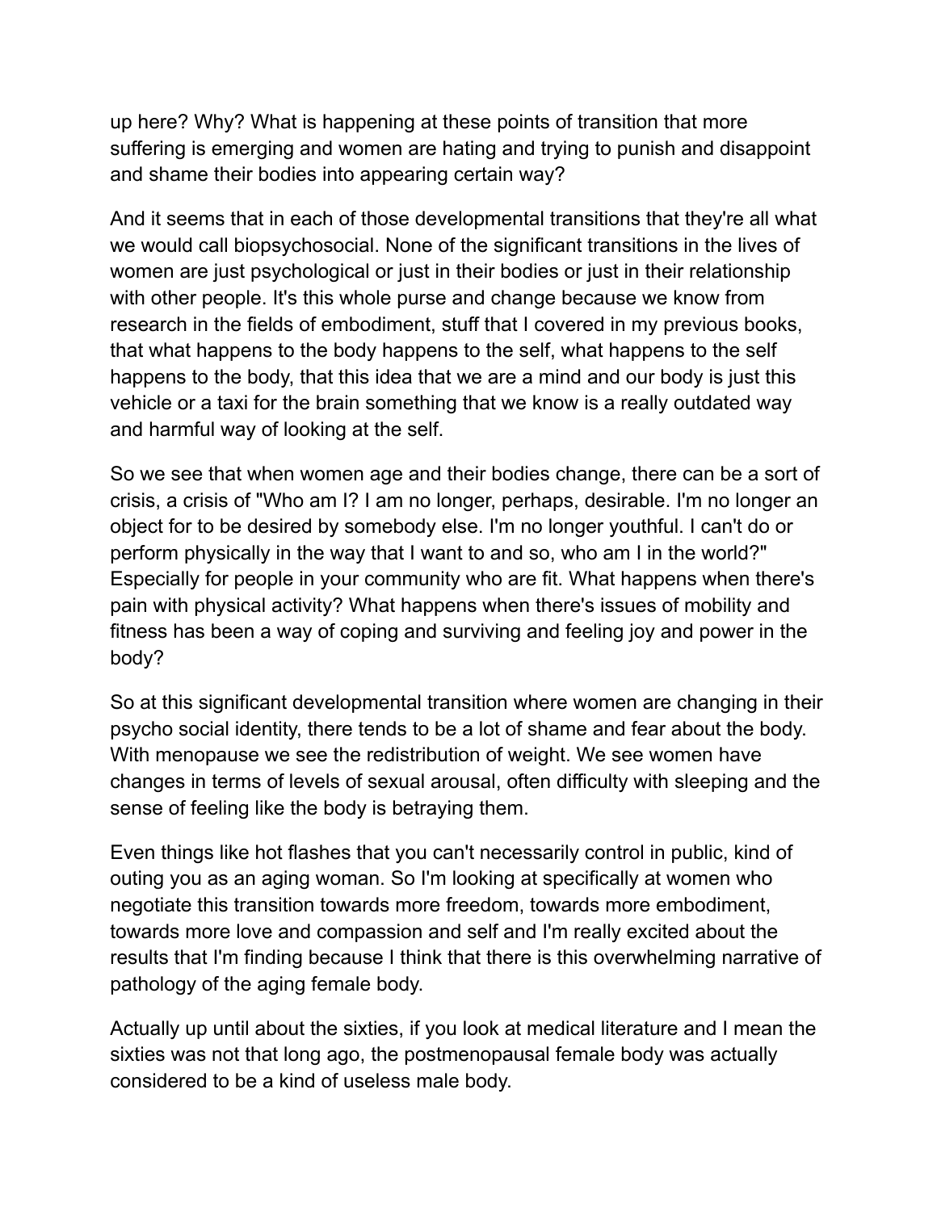up here? Why? What is happening at these points of transition that more suffering is emerging and women are hating and trying to punish and disappoint and shame their bodies into appearing certain way?

And it seems that in each of those developmental transitions that they're all what we would call biopsychosocial. None of the significant transitions in the lives of women are just psychological or just in their bodies or just in their relationship with other people. It's this whole purse and change because we know from research in the fields of embodiment, stuff that I covered in my previous books, that what happens to the body happens to the self, what happens to the self happens to the body, that this idea that we are a mind and our body is just this vehicle or a taxi for the brain something that we know is a really outdated way and harmful way of looking at the self.

So we see that when women age and their bodies change, there can be a sort of crisis, a crisis of "Who am I? I am no longer, perhaps, desirable. I'm no longer an object for to be desired by somebody else. I'm no longer youthful. I can't do or perform physically in the way that I want to and so, who am I in the world?" Especially for people in your community who are fit. What happens when there's pain with physical activity? What happens when there's issues of mobility and fitness has been a way of coping and surviving and feeling joy and power in the body?

So at this significant developmental transition where women are changing in their psycho social identity, there tends to be a lot of shame and fear about the body. With menopause we see the redistribution of weight. We see women have changes in terms of levels of sexual arousal, often difficulty with sleeping and the sense of feeling like the body is betraying them.

Even things like hot flashes that you can't necessarily control in public, kind of outing you as an aging woman. So I'm looking at specifically at women who negotiate this transition towards more freedom, towards more embodiment, towards more love and compassion and self and I'm really excited about the results that I'm finding because I think that there is this overwhelming narrative of pathology of the aging female body.

Actually up until about the sixties, if you look at medical literature and I mean the sixties was not that long ago, the postmenopausal female body was actually considered to be a kind of useless male body.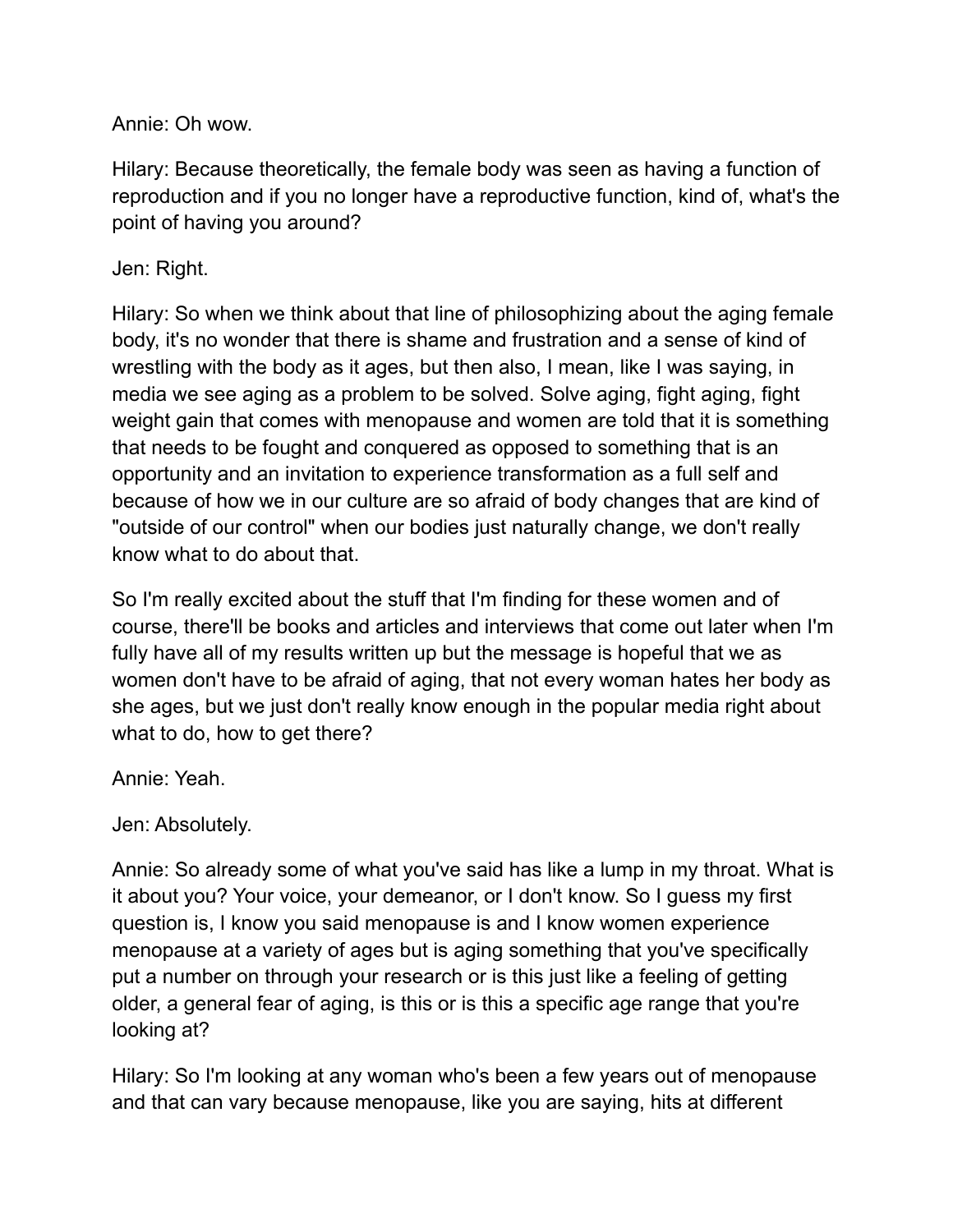Annie: Oh wow.

Hilary: Because theoretically, the female body was seen as having a function of reproduction and if you no longer have a reproductive function, kind of, what's the point of having you around?

Jen: Right.

Hilary: So when we think about that line of philosophizing about the aging female body, it's no wonder that there is shame and frustration and a sense of kind of wrestling with the body as it ages, but then also, I mean, like I was saying, in media we see aging as a problem to be solved. Solve aging, fight aging, fight weight gain that comes with menopause and women are told that it is something that needs to be fought and conquered as opposed to something that is an opportunity and an invitation to experience transformation as a full self and because of how we in our culture are so afraid of body changes that are kind of "outside of our control" when our bodies just naturally change, we don't really know what to do about that.

So I'm really excited about the stuff that I'm finding for these women and of course, there'll be books and articles and interviews that come out later when I'm fully have all of my results written up but the message is hopeful that we as women don't have to be afraid of aging, that not every woman hates her body as she ages, but we just don't really know enough in the popular media right about what to do, how to get there?

Annie: Yeah.

Jen: Absolutely.

Annie: So already some of what you've said has like a lump in my throat. What is it about you? Your voice, your demeanor, or I don't know. So I guess my first question is, I know you said menopause is and I know women experience menopause at a variety of ages but is aging something that you've specifically put a number on through your research or is this just like a feeling of getting older, a general fear of aging, is this or is this a specific age range that you're looking at?

Hilary: So I'm looking at any woman who's been a few years out of menopause and that can vary because menopause, like you are saying, hits at different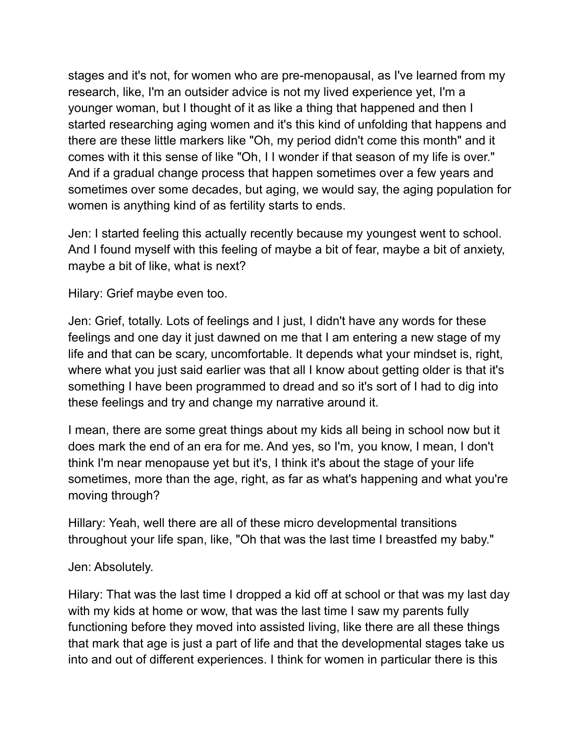stages and it's not, for women who are pre-menopausal, as I've learned from my research, like, I'm an outsider advice is not my lived experience yet, I'm a younger woman, but I thought of it as like a thing that happened and then I started researching aging women and it's this kind of unfolding that happens and there are these little markers like "Oh, my period didn't come this month" and it comes with it this sense of like "Oh, I I wonder if that season of my life is over." And if a gradual change process that happen sometimes over a few years and sometimes over some decades, but aging, we would say, the aging population for women is anything kind of as fertility starts to ends.

Jen: I started feeling this actually recently because my youngest went to school. And I found myself with this feeling of maybe a bit of fear, maybe a bit of anxiety, maybe a bit of like, what is next?

Hilary: Grief maybe even too.

Jen: Grief, totally. Lots of feelings and I just, I didn't have any words for these feelings and one day it just dawned on me that I am entering a new stage of my life and that can be scary, uncomfortable. It depends what your mindset is, right, where what you just said earlier was that all I know about getting older is that it's something I have been programmed to dread and so it's sort of I had to dig into these feelings and try and change my narrative around it.

I mean, there are some great things about my kids all being in school now but it does mark the end of an era for me. And yes, so I'm, you know, I mean, I don't think I'm near menopause yet but it's, I think it's about the stage of your life sometimes, more than the age, right, as far as what's happening and what you're moving through?

Hillary: Yeah, well there are all of these micro developmental transitions throughout your life span, like, "Oh that was the last time I breastfed my baby."

Jen: Absolutely.

Hilary: That was the last time I dropped a kid off at school or that was my last day with my kids at home or wow, that was the last time I saw my parents fully functioning before they moved into assisted living, like there are all these things that mark that age is just a part of life and that the developmental stages take us into and out of different experiences. I think for women in particular there is this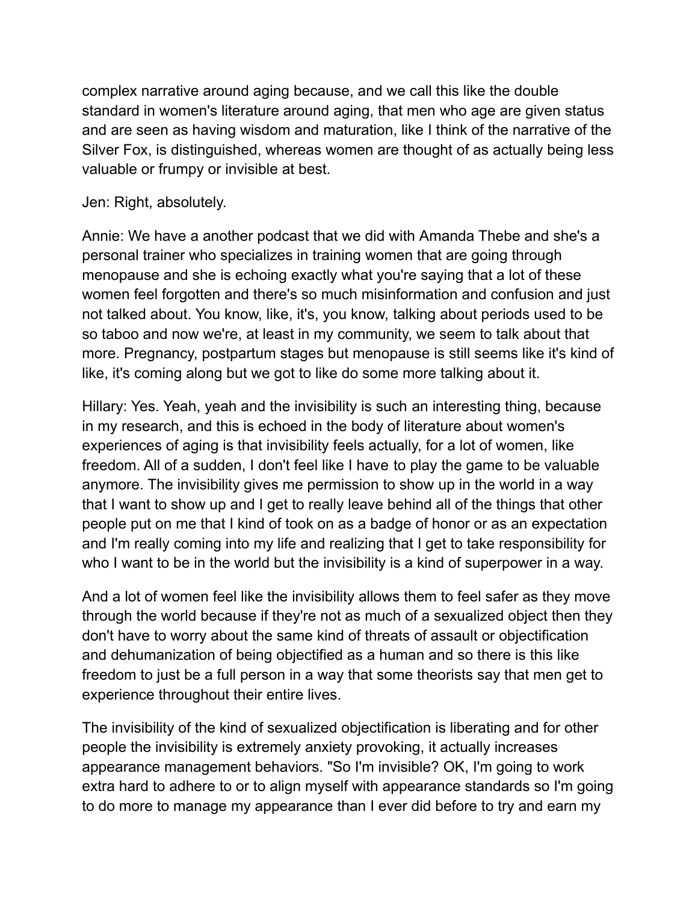complex narrative around aging because, and we call this like the double standard in women's literature around aging, that men who age are given status and are seen as having wisdom and maturation, like I think of the narrative of the Silver Fox, is distinguished, whereas women are thought of as actually being less valuable or frumpy or invisible at best.

Jen: Right, absolutely.

Annie: We have a another podcast that we did with Amanda Thebe and she's a personal trainer who specializes in training women that are going through menopause and she is echoing exactly what you're saying that a lot of these women feel forgotten and there's so much misinformation and confusion and just not talked about. You know, like, it's, you know, talking about periods used to be so taboo and now we're, at least in my community, we seem to talk about that more. Pregnancy, postpartum stages but menopause is still seems like it's kind of like, it's coming along but we got to like do some more talking about it.

Hillary: Yes. Yeah, yeah and the invisibility is such an interesting thing, because in my research, and this is echoed in the body of literature about women's experiences of aging is that invisibility feels actually, for a lot of women, like freedom. All of a sudden, I don't feel like I have to play the game to be valuable anymore. The invisibility gives me permission to show up in the world in a way that I want to show up and I get to really leave behind all of the things that other people put on me that I kind of took on as a badge of honor or as an expectation and I'm really coming into my life and realizing that I get to take responsibility for who I want to be in the world but the invisibility is a kind of superpower in a way.

And a lot of women feel like the invisibility allows them to feel safer as they move through the world because if they're not as much of a sexualized object then they don't have to worry about the same kind of threats of assault or objectification and dehumanization of being objectified as a human and so there is this like freedom to just be a full person in a way that some theorists say that men get to experience throughout their entire lives.

The invisibility of the kind of sexualized objectification is liberating and for other people the invisibility is extremely anxiety provoking, it actually increases appearance management behaviors. "So I'm invisible? OK, I'm going to work extra hard to adhere to or to align myself with appearance standards so I'm going to do more to manage my appearance than I ever did before to try and earn my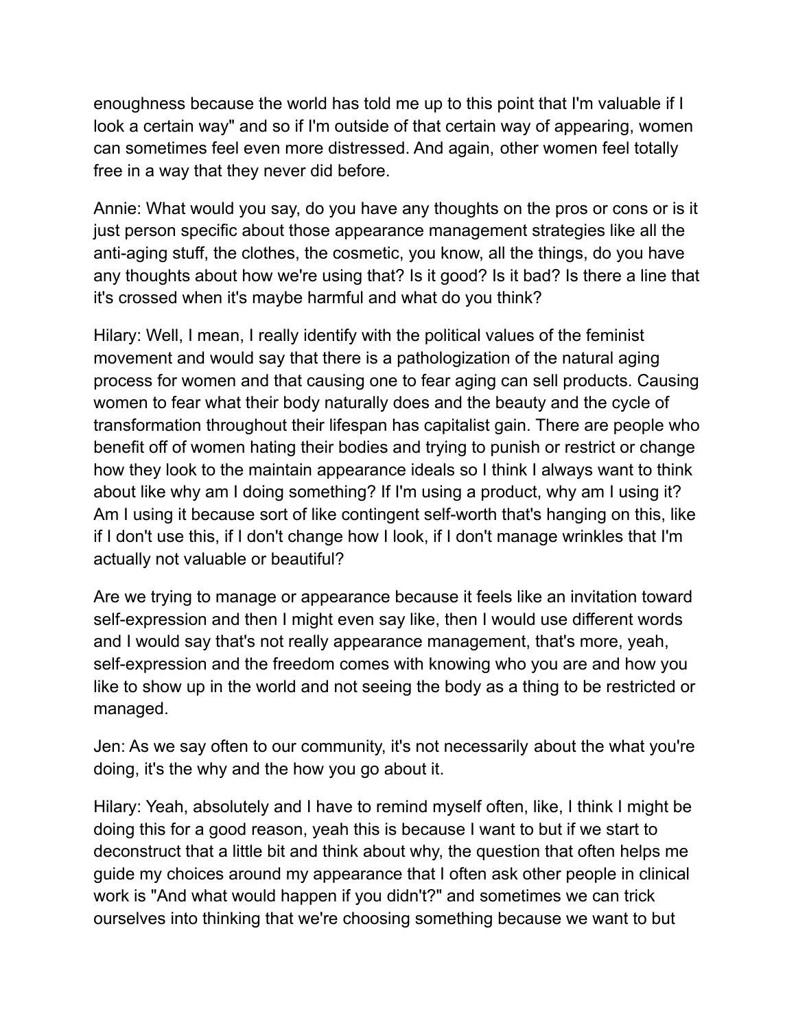enoughness because the world has told me up to this point that I'm valuable if I look a certain way" and so if I'm outside of that certain way of appearing, women can sometimes feel even more distressed. And again, other women feel totally free in a way that they never did before.

Annie: What would you say, do you have any thoughts on the pros or cons or is it just person specific about those appearance management strategies like all the anti-aging stuff, the clothes, the cosmetic, you know, all the things, do you have any thoughts about how we're using that? Is it good? Is it bad? Is there a line that it's crossed when it's maybe harmful and what do you think?

Hilary: Well, I mean, I really identify with the political values of the feminist movement and would say that there is a pathologization of the natural aging process for women and that causing one to fear aging can sell products. Causing women to fear what their body naturally does and the beauty and the cycle of transformation throughout their lifespan has capitalist gain. There are people who benefit off of women hating their bodies and trying to punish or restrict or change how they look to the maintain appearance ideals so I think I always want to think about like why am I doing something? If I'm using a product, why am I using it? Am I using it because sort of like contingent self-worth that's hanging on this, like if I don't use this, if I don't change how I look, if I don't manage wrinkles that I'm actually not valuable or beautiful?

Are we trying to manage or appearance because it feels like an invitation toward self-expression and then I might even say like, then I would use different words and I would say that's not really appearance management, that's more, yeah, self-expression and the freedom comes with knowing who you are and how you like to show up in the world and not seeing the body as a thing to be restricted or managed.

Jen: As we say often to our community, it's not necessarily about the what you're doing, it's the why and the how you go about it.

Hilary: Yeah, absolutely and I have to remind myself often, like, I think I might be doing this for a good reason, yeah this is because I want to but if we start to deconstruct that a little bit and think about why, the question that often helps me guide my choices around my appearance that I often ask other people in clinical work is "And what would happen if you didn't?" and sometimes we can trick ourselves into thinking that we're choosing something because we want to but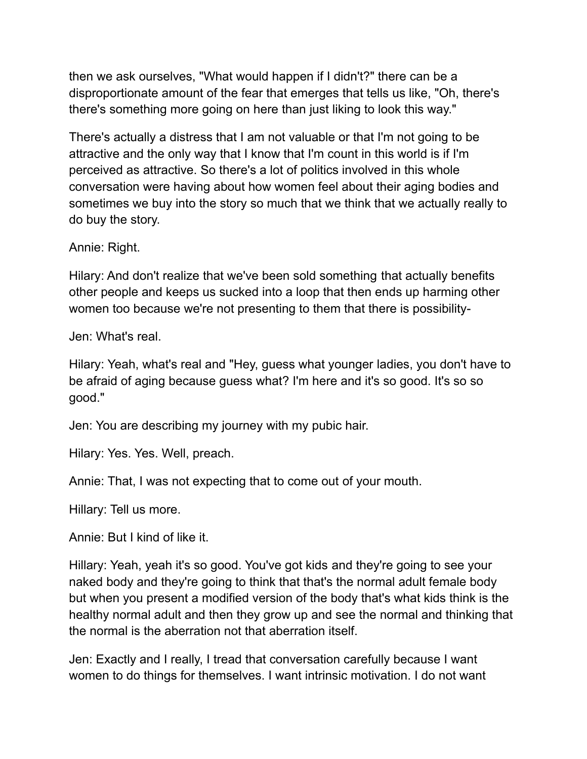then we ask ourselves, "What would happen if I didn't?" there can be a disproportionate amount of the fear that emerges that tells us like, "Oh, there's there's something more going on here than just liking to look this way."

There's actually a distress that I am not valuable or that I'm not going to be attractive and the only way that I know that I'm count in this world is if I'm perceived as attractive. So there's a lot of politics involved in this whole conversation were having about how women feel about their aging bodies and sometimes we buy into the story so much that we think that we actually really to do buy the story.

Annie: Right.

Hilary: And don't realize that we've been sold something that actually benefits other people and keeps us sucked into a loop that then ends up harming other women too because we're not presenting to them that there is possibility-

Jen: What's real.

Hilary: Yeah, what's real and "Hey, guess what younger ladies, you don't have to be afraid of aging because guess what? I'm here and it's so good. It's so so good."

Jen: You are describing my journey with my pubic hair.

Hilary: Yes. Yes. Well, preach.

Annie: That, I was not expecting that to come out of your mouth.

Hillary: Tell us more.

Annie: But I kind of like it.

Hillary: Yeah, yeah it's so good. You've got kids and they're going to see your naked body and they're going to think that that's the normal adult female body but when you present a modified version of the body that's what kids think is the healthy normal adult and then they grow up and see the normal and thinking that the normal is the aberration not that aberration itself.

Jen: Exactly and I really, I tread that conversation carefully because I want women to do things for themselves. I want intrinsic motivation. I do not want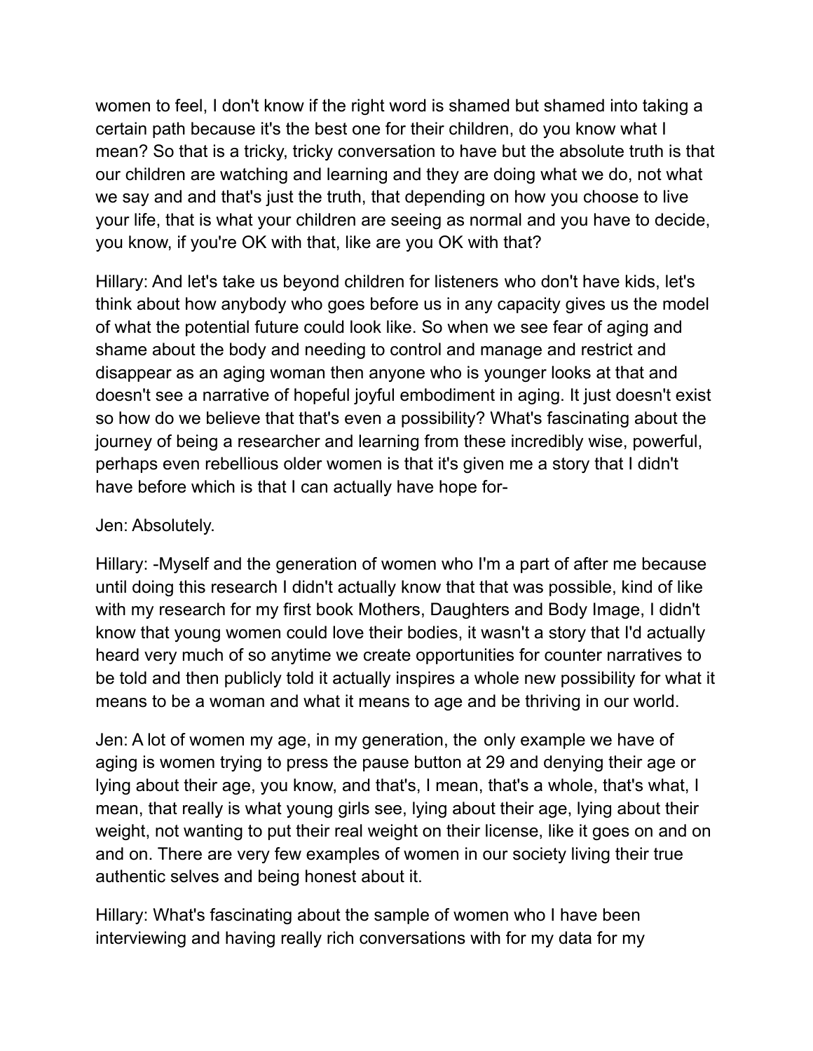women to feel, I don't know if the right word is shamed but shamed into taking a certain path because it's the best one for their children, do you know what I mean? So that is a tricky, tricky conversation to have but the absolute truth is that our children are watching and learning and they are doing what we do, not what we say and and that's just the truth, that depending on how you choose to live your life, that is what your children are seeing as normal and you have to decide, you know, if you're OK with that, like are you OK with that?

Hillary: And let's take us beyond children for listeners who don't have kids, let's think about how anybody who goes before us in any capacity gives us the model of what the potential future could look like. So when we see fear of aging and shame about the body and needing to control and manage and restrict and disappear as an aging woman then anyone who is younger looks at that and doesn't see a narrative of hopeful joyful embodiment in aging. It just doesn't exist so how do we believe that that's even a possibility? What's fascinating about the journey of being a researcher and learning from these incredibly wise, powerful, perhaps even rebellious older women is that it's given me a story that I didn't have before which is that I can actually have hope for-

Jen: Absolutely.

Hillary: -Myself and the generation of women who I'm a part of after me because until doing this research I didn't actually know that that was possible, kind of like with my research for my first book Mothers, Daughters and Body Image, I didn't know that young women could love their bodies, it wasn't a story that I'd actually heard very much of so anytime we create opportunities for counter narratives to be told and then publicly told it actually inspires a whole new possibility for what it means to be a woman and what it means to age and be thriving in our world.

Jen: A lot of women my age, in my generation, the only example we have of aging is women trying to press the pause button at 29 and denying their age or lying about their age, you know, and that's, I mean, that's a whole, that's what, I mean, that really is what young girls see, lying about their age, lying about their weight, not wanting to put their real weight on their license, like it goes on and on and on. There are very few examples of women in our society living their true authentic selves and being honest about it.

Hillary: What's fascinating about the sample of women who I have been interviewing and having really rich conversations with for my data for my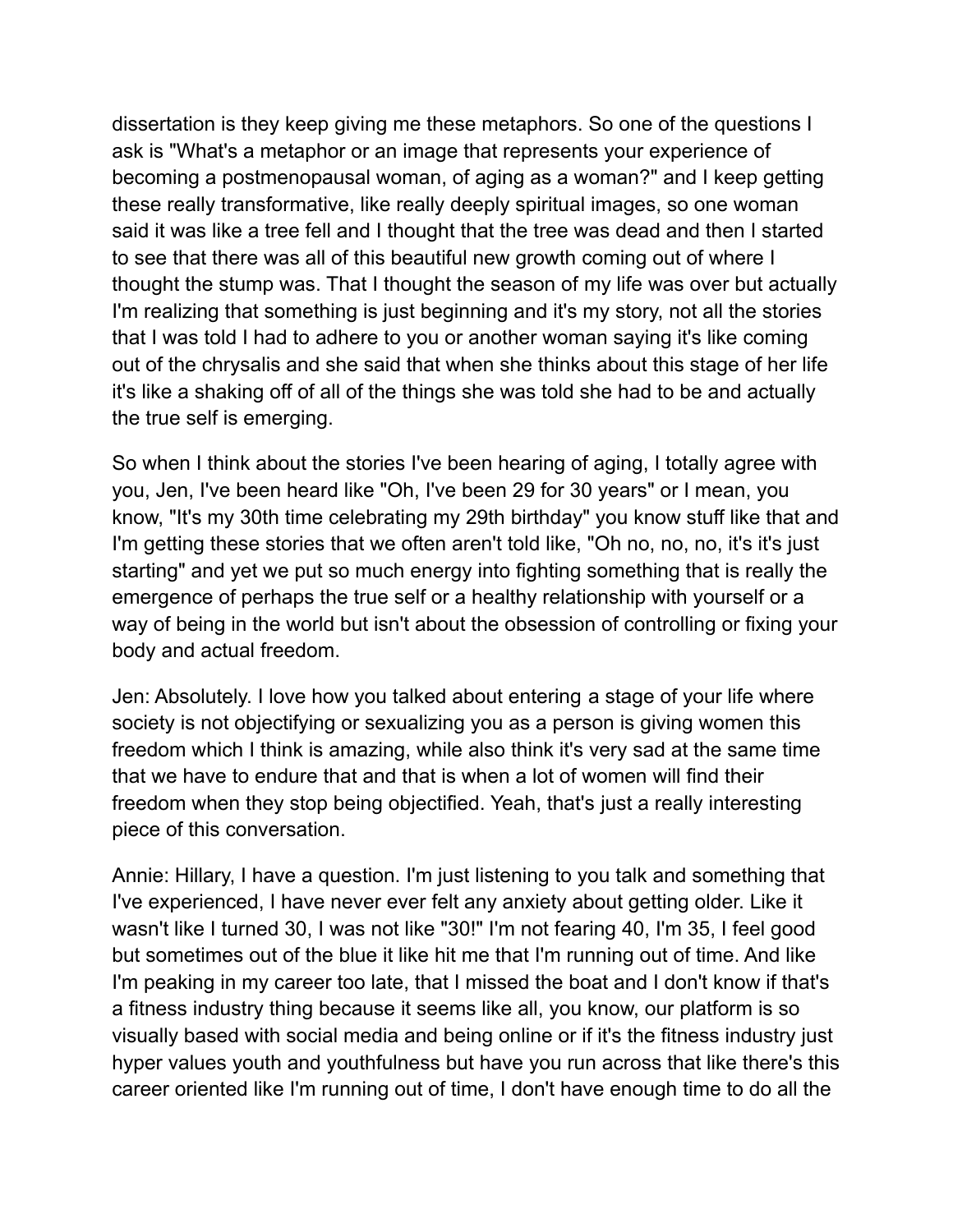dissertation is they keep giving me these metaphors. So one of the questions I ask is "What's a metaphor or an image that represents your experience of becoming a postmenopausal woman, of aging as a woman?" and I keep getting these really transformative, like really deeply spiritual images, so one woman said it was like a tree fell and I thought that the tree was dead and then I started to see that there was all of this beautiful new growth coming out of where I thought the stump was. That I thought the season of my life was over but actually I'm realizing that something is just beginning and it's my story, not all the stories that I was told I had to adhere to you or another woman saying it's like coming out of the chrysalis and she said that when she thinks about this stage of her life it's like a shaking off of all of the things she was told she had to be and actually the true self is emerging.

So when I think about the stories I've been hearing of aging, I totally agree with you, Jen, I've been heard like "Oh, I've been 29 for 30 years" or I mean, you know, "It's my 30th time celebrating my 29th birthday" you know stuff like that and I'm getting these stories that we often aren't told like, "Oh no, no, no, it's it's just starting" and yet we put so much energy into fighting something that is really the emergence of perhaps the true self or a healthy relationship with yourself or a way of being in the world but isn't about the obsession of controlling or fixing your body and actual freedom.

Jen: Absolutely. I love how you talked about entering a stage of your life where society is not objectifying or sexualizing you as a person is giving women this freedom which I think is amazing, while also think it's very sad at the same time that we have to endure that and that is when a lot of women will find their freedom when they stop being objectified. Yeah, that's just a really interesting piece of this conversation.

Annie: Hillary, I have a question. I'm just listening to you talk and something that I've experienced, I have never ever felt any anxiety about getting older. Like it wasn't like I turned 30, I was not like "30!" I'm not fearing 40, I'm 35, I feel good but sometimes out of the blue it like hit me that I'm running out of time. And like I'm peaking in my career too late, that I missed the boat and I don't know if that's a fitness industry thing because it seems like all, you know, our platform is so visually based with social media and being online or if it's the fitness industry just hyper values youth and youthfulness but have you run across that like there's this career oriented like I'm running out of time, I don't have enough time to do all the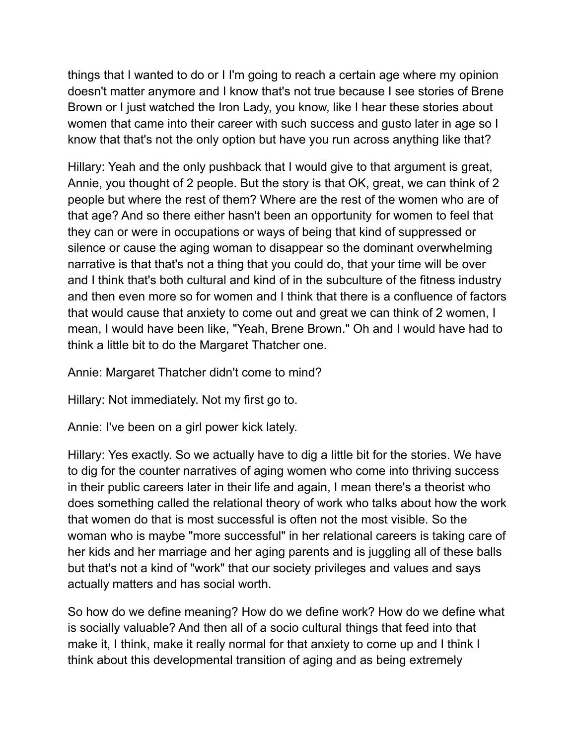things that I wanted to do or I I'm going to reach a certain age where my opinion doesn't matter anymore and I know that's not true because I see stories of Brene Brown or I just watched the Iron Lady, you know, like I hear these stories about women that came into their career with such success and gusto later in age so I know that that's not the only option but have you run across anything like that?

Hillary: Yeah and the only pushback that I would give to that argument is great, Annie, you thought of 2 people. But the story is that OK, great, we can think of 2 people but where the rest of them? Where are the rest of the women who are of that age? And so there either hasn't been an opportunity for women to feel that they can or were in occupations or ways of being that kind of suppressed or silence or cause the aging woman to disappear so the dominant overwhelming narrative is that that's not a thing that you could do, that your time will be over and I think that's both cultural and kind of in the subculture of the fitness industry and then even more so for women and I think that there is a confluence of factors that would cause that anxiety to come out and great we can think of 2 women, I mean, I would have been like, "Yeah, Brene Brown." Oh and I would have had to think a little bit to do the Margaret Thatcher one.

Annie: Margaret Thatcher didn't come to mind?

Hillary: Not immediately. Not my first go to.

Annie: I've been on a girl power kick lately.

Hillary: Yes exactly. So we actually have to dig a little bit for the stories. We have to dig for the counter narratives of aging women who come into thriving success in their public careers later in their life and again, I mean there's a theorist who does something called the relational theory of work who talks about how the work that women do that is most successful is often not the most visible. So the woman who is maybe "more successful" in her relational careers is taking care of her kids and her marriage and her aging parents and is juggling all of these balls but that's not a kind of "work" that our society privileges and values and says actually matters and has social worth.

So how do we define meaning? How do we define work? How do we define what is socially valuable? And then all of a socio cultural things that feed into that make it, I think, make it really normal for that anxiety to come up and I think I think about this developmental transition of aging and as being extremely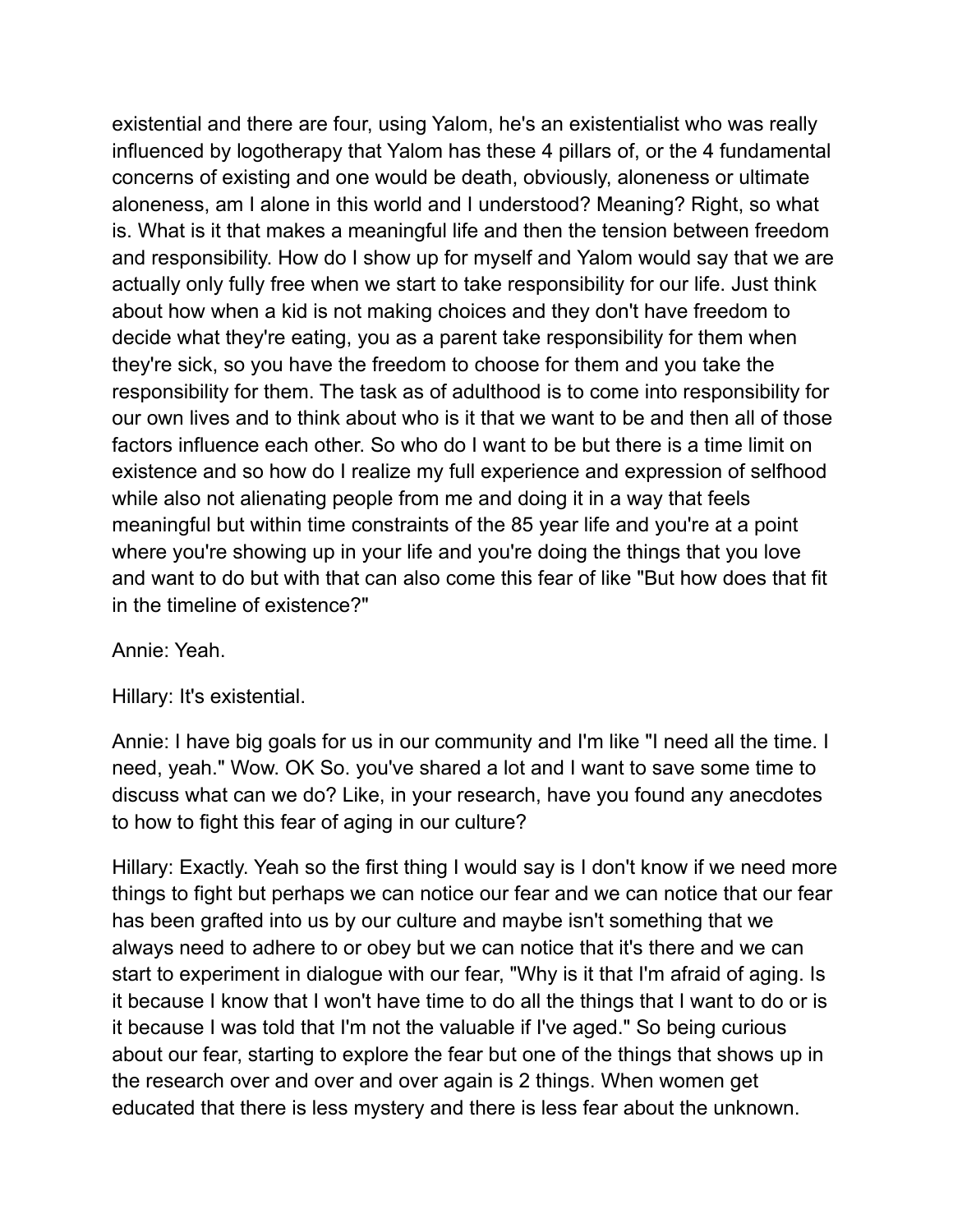existential and there are four, using Yalom, he's an existentialist who was really influenced by logotherapy that Yalom has these 4 pillars of, or the 4 fundamental concerns of existing and one would be death, obviously, aloneness or ultimate aloneness, am I alone in this world and I understood? Meaning? Right, so what is. What is it that makes a meaningful life and then the tension between freedom and responsibility. How do I show up for myself and Yalom would say that we are actually only fully free when we start to take responsibility for our life. Just think about how when a kid is not making choices and they don't have freedom to decide what they're eating, you as a parent take responsibility for them when they're sick, so you have the freedom to choose for them and you take the responsibility for them. The task as of adulthood is to come into responsibility for our own lives and to think about who is it that we want to be and then all of those factors influence each other. So who do I want to be but there is a time limit on existence and so how do I realize my full experience and expression of selfhood while also not alienating people from me and doing it in a way that feels meaningful but within time constraints of the 85 year life and you're at a point where you're showing up in your life and you're doing the things that you love and want to do but with that can also come this fear of like "But how does that fit in the timeline of existence?"

Annie: Yeah.

Hillary: It's existential.

Annie: I have big goals for us in our community and I'm like "I need all the time. I need, yeah." Wow. OK So. you've shared a lot and I want to save some time to discuss what can we do? Like, in your research, have you found any anecdotes to how to fight this fear of aging in our culture?

Hillary: Exactly. Yeah so the first thing I would say is I don't know if we need more things to fight but perhaps we can notice our fear and we can notice that our fear has been grafted into us by our culture and maybe isn't something that we always need to adhere to or obey but we can notice that it's there and we can start to experiment in dialogue with our fear, "Why is it that I'm afraid of aging. Is it because I know that I won't have time to do all the things that I want to do or is it because I was told that I'm not the valuable if I've aged." So being curious about our fear, starting to explore the fear but one of the things that shows up in the research over and over and over again is 2 things. When women get educated that there is less mystery and there is less fear about the unknown.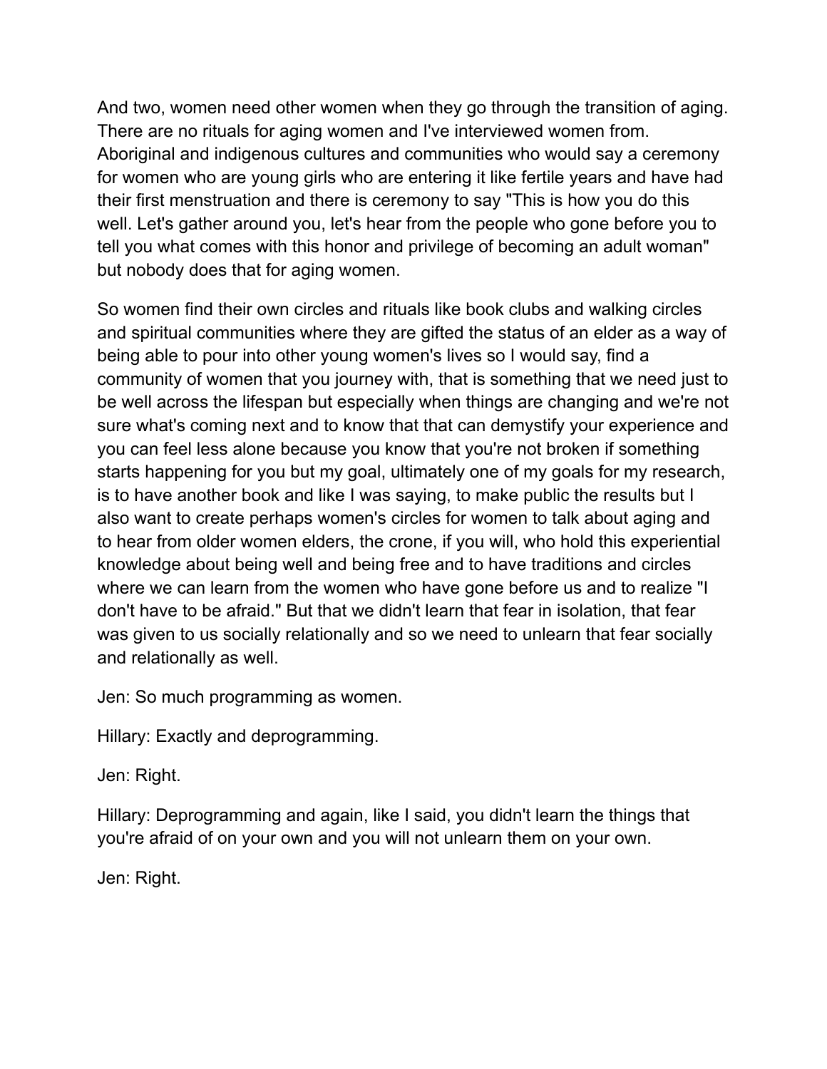And two, women need other women when they go through the transition of aging. There are no rituals for aging women and I've interviewed women from. Aboriginal and indigenous cultures and communities who would say a ceremony for women who are young girls who are entering it like fertile years and have had their first menstruation and there is ceremony to say "This is how you do this well. Let's gather around you, let's hear from the people who gone before you to tell you what comes with this honor and privilege of becoming an adult woman" but nobody does that for aging women.

So women find their own circles and rituals like book clubs and walking circles and spiritual communities where they are gifted the status of an elder as a way of being able to pour into other young women's lives so I would say, find a community of women that you journey with, that is something that we need just to be well across the lifespan but especially when things are changing and we're not sure what's coming next and to know that that can demystify your experience and you can feel less alone because you know that you're not broken if something starts happening for you but my goal, ultimately one of my goals for my research, is to have another book and like I was saying, to make public the results but I also want to create perhaps women's circles for women to talk about aging and to hear from older women elders, the crone, if you will, who hold this experiential knowledge about being well and being free and to have traditions and circles where we can learn from the women who have gone before us and to realize "I don't have to be afraid." But that we didn't learn that fear in isolation, that fear was given to us socially relationally and so we need to unlearn that fear socially and relationally as well.

Jen: So much programming as women.

Hillary: Exactly and deprogramming.

Jen: Right.

Hillary: Deprogramming and again, like I said, you didn't learn the things that you're afraid of on your own and you will not unlearn them on your own.

Jen: Right.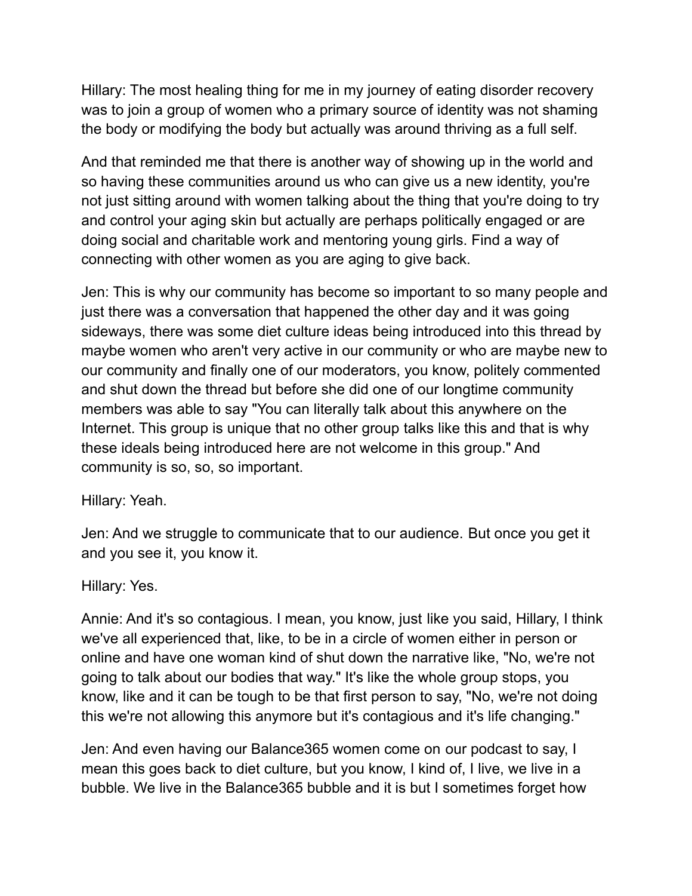Hillary: The most healing thing for me in my journey of eating disorder recovery was to join a group of women who a primary source of identity was not shaming the body or modifying the body but actually was around thriving as a full self.

And that reminded me that there is another way of showing up in the world and so having these communities around us who can give us a new identity, you're not just sitting around with women talking about the thing that you're doing to try and control your aging skin but actually are perhaps politically engaged or are doing social and charitable work and mentoring young girls. Find a way of connecting with other women as you are aging to give back.

Jen: This is why our community has become so important to so many people and just there was a conversation that happened the other day and it was going sideways, there was some diet culture ideas being introduced into this thread by maybe women who aren't very active in our community or who are maybe new to our community and finally one of our moderators, you know, politely commented and shut down the thread but before she did one of our longtime community members was able to say "You can literally talk about this anywhere on the Internet. This group is unique that no other group talks like this and that is why these ideals being introduced here are not welcome in this group." And community is so, so, so important.

Hillary: Yeah.

Jen: And we struggle to communicate that to our audience. But once you get it and you see it, you know it.

Hillary: Yes.

Annie: And it's so contagious. I mean, you know, just like you said, Hillary, I think we've all experienced that, like, to be in a circle of women either in person or online and have one woman kind of shut down the narrative like, "No, we're not going to talk about our bodies that way." It's like the whole group stops, you know, like and it can be tough to be that first person to say, "No, we're not doing this we're not allowing this anymore but it's contagious and it's life changing."

Jen: And even having our Balance365 women come on our podcast to say, I mean this goes back to diet culture, but you know, I kind of, I live, we live in a bubble. We live in the Balance365 bubble and it is but I sometimes forget how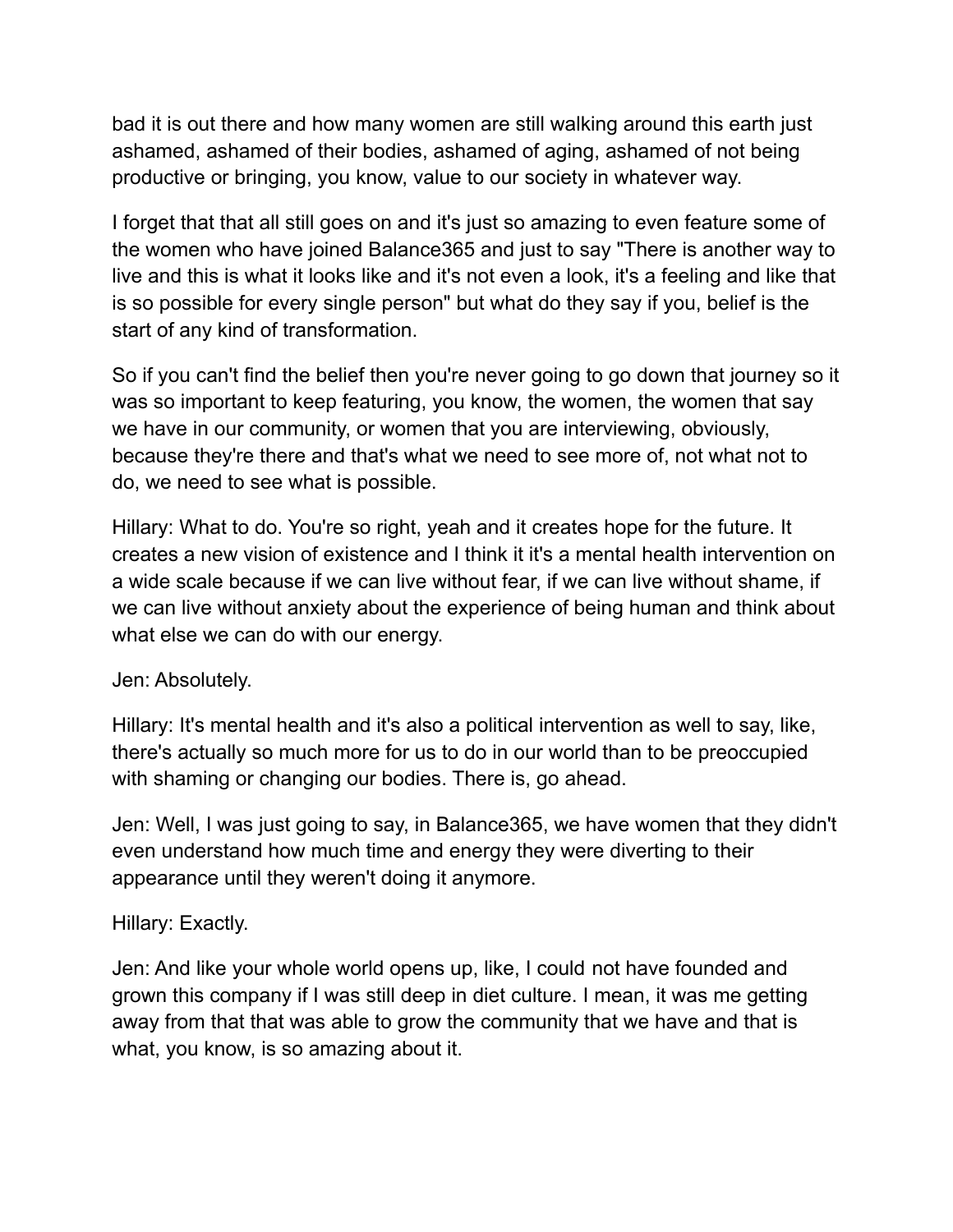bad it is out there and how many women are still walking around this earth just ashamed, ashamed of their bodies, ashamed of aging, ashamed of not being productive or bringing, you know, value to our society in whatever way.

I forget that that all still goes on and it's just so amazing to even feature some of the women who have joined Balance365 and just to say "There is another way to live and this is what it looks like and it's not even a look, it's a feeling and like that is so possible for every single person" but what do they say if you, belief is the start of any kind of transformation.

So if you can't find the belief then you're never going to go down that journey so it was so important to keep featuring, you know, the women, the women that say we have in our community, or women that you are interviewing, obviously, because they're there and that's what we need to see more of, not what not to do, we need to see what is possible.

Hillary: What to do. You're so right, yeah and it creates hope for the future. It creates a new vision of existence and I think it it's a mental health intervention on a wide scale because if we can live without fear, if we can live without shame, if we can live without anxiety about the experience of being human and think about what else we can do with our energy.

Jen: Absolutely.

Hillary: It's mental health and it's also a political intervention as well to say, like, there's actually so much more for us to do in our world than to be preoccupied with shaming or changing our bodies. There is, go ahead.

Jen: Well, I was just going to say, in Balance365, we have women that they didn't even understand how much time and energy they were diverting to their appearance until they weren't doing it anymore.

Hillary: Exactly.

Jen: And like your whole world opens up, like, I could not have founded and grown this company if I was still deep in diet culture. I mean, it was me getting away from that that was able to grow the community that we have and that is what, you know, is so amazing about it.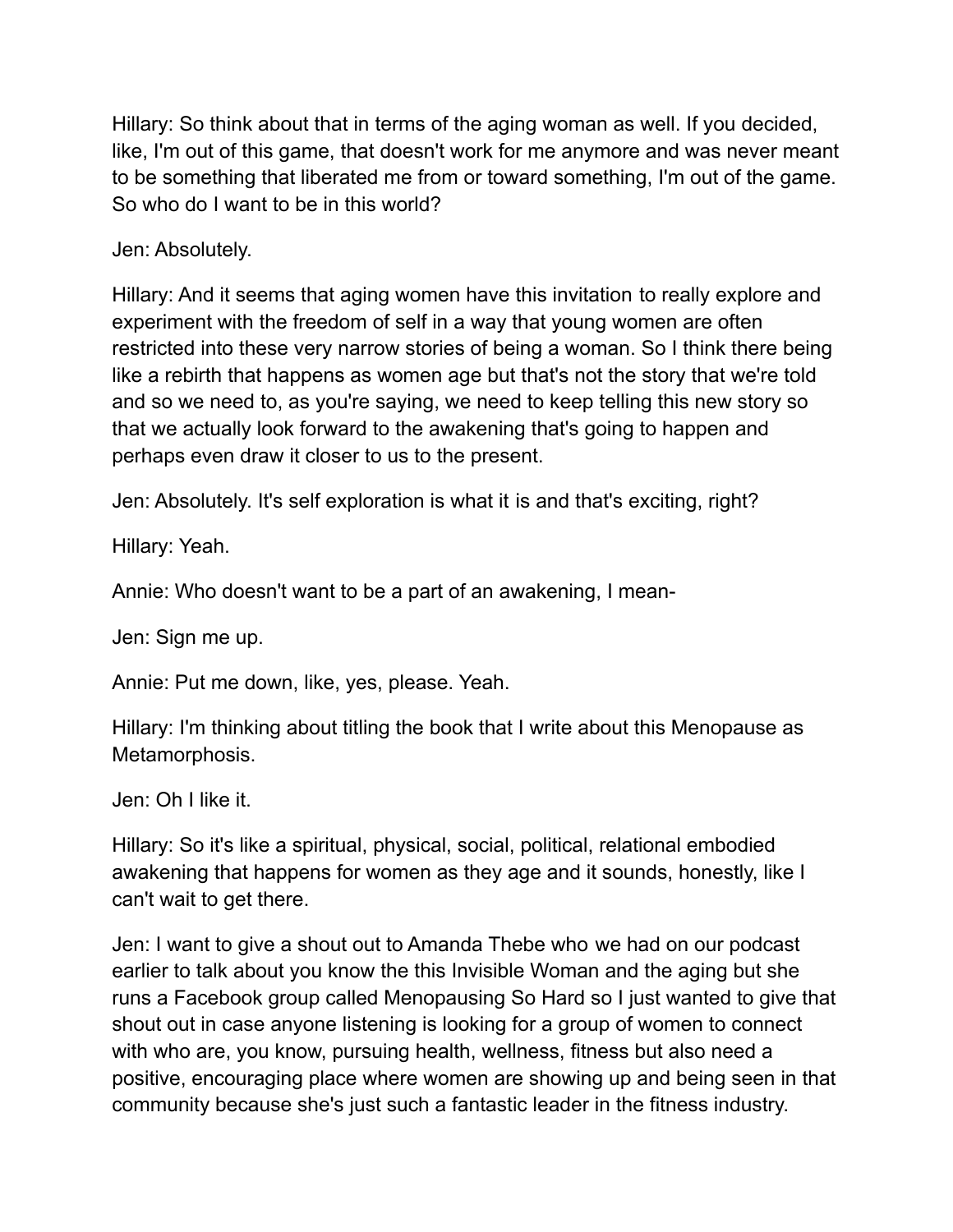Hillary: So think about that in terms of the aging woman as well. If you decided, like, I'm out of this game, that doesn't work for me anymore and was never meant to be something that liberated me from or toward something, I'm out of the game. So who do I want to be in this world?

Jen: Absolutely.

Hillary: And it seems that aging women have this invitation to really explore and experiment with the freedom of self in a way that young women are often restricted into these very narrow stories of being a woman. So I think there being like a rebirth that happens as women age but that's not the story that we're told and so we need to, as you're saying, we need to keep telling this new story so that we actually look forward to the awakening that's going to happen and perhaps even draw it closer to us to the present.

Jen: Absolutely. It's self exploration is what it is and that's exciting, right?

Hillary: Yeah.

Annie: Who doesn't want to be a part of an awakening, I mean-

Jen: Sign me up.

Annie: Put me down, like, yes, please. Yeah.

Hillary: I'm thinking about titling the book that I write about this Menopause as Metamorphosis.

Jen: Oh I like it.

Hillary: So it's like a spiritual, physical, social, political, relational embodied awakening that happens for women as they age and it sounds, honestly, like I can't wait to get there.

Jen: I want to give a shout out to Amanda Thebe who we had on our podcast earlier to talk about you know the this Invisible Woman and the aging but she runs a Facebook group called Menopausing So Hard so I just wanted to give that shout out in case anyone listening is looking for a group of women to connect with who are, you know, pursuing health, wellness, fitness but also need a positive, encouraging place where women are showing up and being seen in that community because she's just such a fantastic leader in the fitness industry.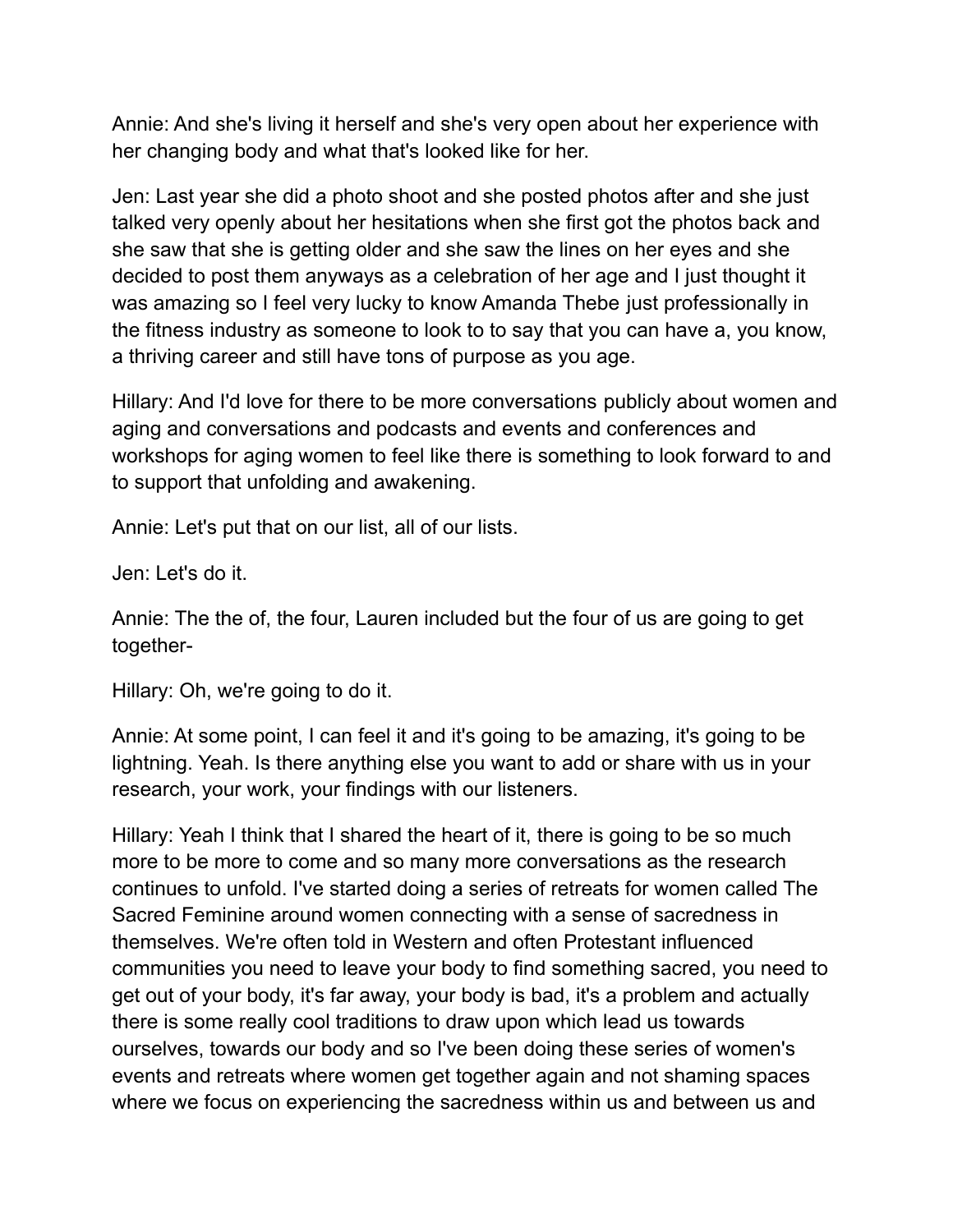Annie: And she's living it herself and she's very open about her experience with her changing body and what that's looked like for her.

Jen: Last year she did a photo shoot and she posted photos after and she just talked very openly about her hesitations when she first got the photos back and she saw that she is getting older and she saw the lines on her eyes and she decided to post them anyways as a celebration of her age and I just thought it was amazing so I feel very lucky to know Amanda Thebe just professionally in the fitness industry as someone to look to to say that you can have a, you know, a thriving career and still have tons of purpose as you age.

Hillary: And I'd love for there to be more conversations publicly about women and aging and conversations and podcasts and events and conferences and workshops for aging women to feel like there is something to look forward to and to support that unfolding and awakening.

Annie: Let's put that on our list, all of our lists.

Jen: Let's do it.

Annie: The the of, the four, Lauren included but the four of us are going to get together-

Hillary: Oh, we're going to do it.

Annie: At some point, I can feel it and it's going to be amazing, it's going to be lightning. Yeah. Is there anything else you want to add or share with us in your research, your work, your findings with our listeners.

Hillary: Yeah I think that I shared the heart of it, there is going to be so much more to be more to come and so many more conversations as the research continues to unfold. I've started doing a series of retreats for women called The Sacred Feminine around women connecting with a sense of sacredness in themselves. We're often told in Western and often Protestant influenced communities you need to leave your body to find something sacred, you need to get out of your body, it's far away, your body is bad, it's a problem and actually there is some really cool traditions to draw upon which lead us towards ourselves, towards our body and so I've been doing these series of women's events and retreats where women get together again and not shaming spaces where we focus on experiencing the sacredness within us and between us and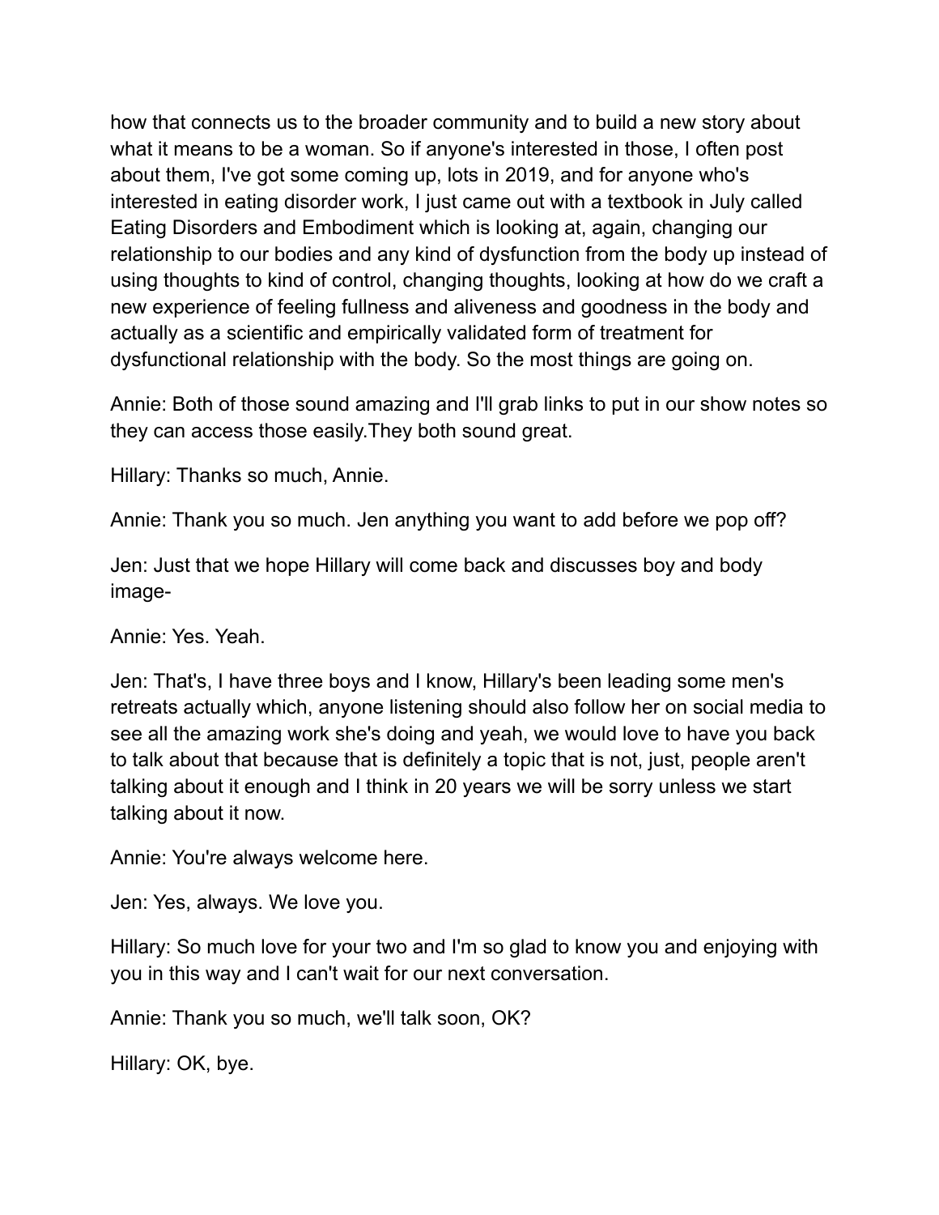how that connects us to the broader community and to build a new story about what it means to be a woman. So if anyone's interested in those, I often post about them, I've got some coming up, lots in 2019, and for anyone who's interested in eating disorder work, I just came out with a textbook in July called Eating Disorders and Embodiment which is looking at, again, changing our relationship to our bodies and any kind of dysfunction from the body up instead of using thoughts to kind of control, changing thoughts, looking at how do we craft a new experience of feeling fullness and aliveness and goodness in the body and actually as a scientific and empirically validated form of treatment for dysfunctional relationship with the body. So the most things are going on.

Annie: Both of those sound amazing and I'll grab links to put in our show notes so they can access those easily.They both sound great.

Hillary: Thanks so much, Annie.

Annie: Thank you so much. Jen anything you want to add before we pop off?

Jen: Just that we hope Hillary will come back and discusses boy and body image-

Annie: Yes. Yeah.

Jen: That's, I have three boys and I know, Hillary's been leading some men's retreats actually which, anyone listening should also follow her on social media to see all the amazing work she's doing and yeah, we would love to have you back to talk about that because that is definitely a topic that is not, just, people aren't talking about it enough and I think in 20 years we will be sorry unless we start talking about it now.

Annie: You're always welcome here.

Jen: Yes, always. We love you.

Hillary: So much love for your two and I'm so glad to know you and enjoying with you in this way and I can't wait for our next conversation.

Annie: Thank you so much, we'll talk soon, OK?

Hillary: OK, bye.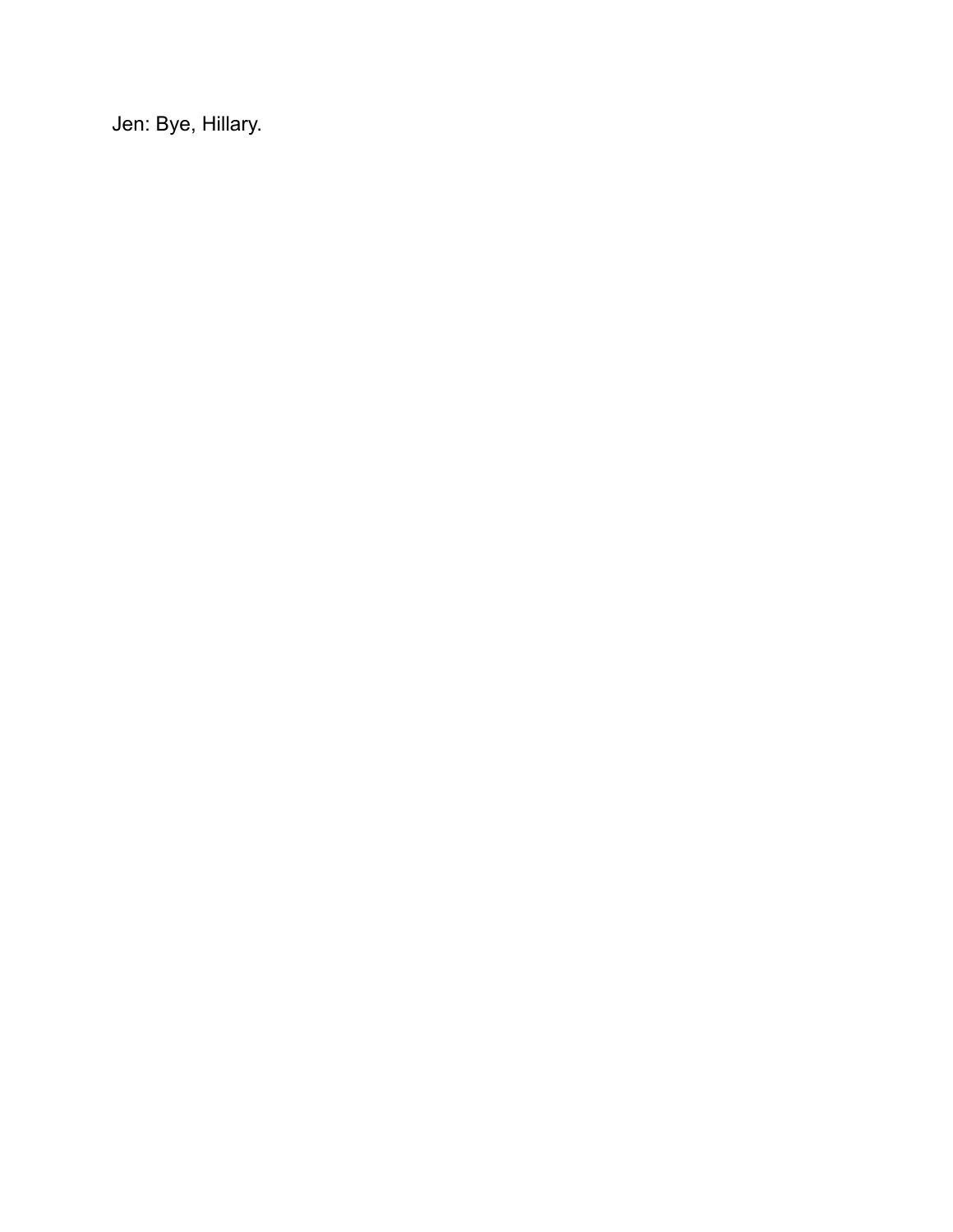Jen: Bye, Hillary.